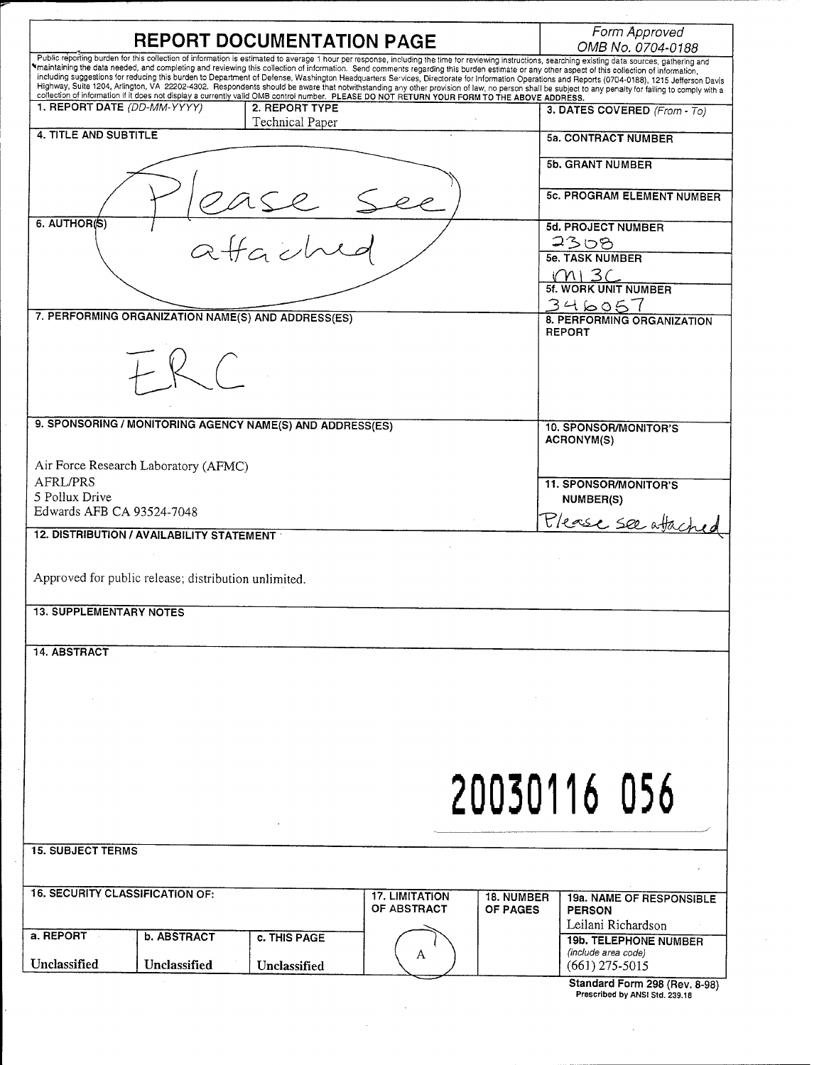# REPORT DOCUMENTATION PAGE

*Form Approved*
*OMB No. 0704-0188*

Public reporting burden for this collection of information is estimated to average 1 hour per response, including the time for reviewing instructions, searching existing data sources, gathering and maintaining the data needed, and completing and reviewing this collection of information. Send comments regarding this burden estimate or any other aspect of this collection of information, including suggestions for reducing this burden to Department of Defense, Washington Headquarters Services, Directorate for Information Operations and Reports (0704-0188), 1215 Jefferson Davis Highway, Suite 1204, Arlington, VA 22202-4302. Respondents should be aware that notwithstanding any other provision of law, no person shall be subject to any penalty for failing to comply with a collection of information if it does not display a currently valid OMB control number. **PLEASE DO NOT RETURN YOUR FORM TO THE ABOVE ADDRESS.**

| **1. REPORT DATE** *(DD-MM-YYYY)* | **2. REPORT TYPE** | **3. DATES COVERED** *(From - To)* |
|---|---|---|
| | Technical Paper | |

| **4. TITLE AND SUBTITLE** | |
|---|---|
| Please see attached | **5a. CONTRACT NUMBER** |
| | **5b. GRANT NUMBER** |
| | **5c. PROGRAM ELEMENT NUMBER** |
| **6. AUTHOR(S)** | **5d. PROJECT NUMBER** 2308 |
| | **5e. TASK NUMBER** M13C |
| | **5f. WORK UNIT NUMBER** 346057 |
| **7. PERFORMING ORGANIZATION NAME(S) AND ADDRESS(ES)** | **8. PERFORMING ORGANIZATION REPORT** |
| ERC | |
| **9. SPONSORING / MONITORING AGENCY NAME(S) AND ADDRESS(ES)** | **10. SPONSOR/MONITOR'S ACRONYM(S)** |
| Air Force Research Laboratory (AFMC)<br>AFRL/PRS<br>5 Pollux Drive<br>Edwards AFB CA 93524-7048 | **11. SPONSOR/MONITOR'S NUMBER(S)**<br>Please see attached |

**12. DISTRIBUTION / AVAILABILITY STATEMENT**

Approved for public release; distribution unlimited.

**13. SUPPLEMENTARY NOTES**

**14. ABSTRACT**

20030116 056

**15. SUBJECT TERMS**

| **16. SECURITY CLASSIFICATION OF:** | | | **17. LIMITATION OF ABSTRACT** | **18. NUMBER OF PAGES** | **19a. NAME OF RESPONSIBLE PERSON** |
|---|---|---|---|---|---|
| | | | | | Leilani Richardson |
| **a. REPORT** | **b. ABSTRACT** | **c. THIS PAGE** | A | | **19b. TELEPHONE NUMBER** *(include area code)* |
| Unclassified | Unclassified | Unclassified | | | (661) 275-5015 |

**Standard Form 298 (Rev. 8-98)**
Prescribed by ANSI Std. 239.18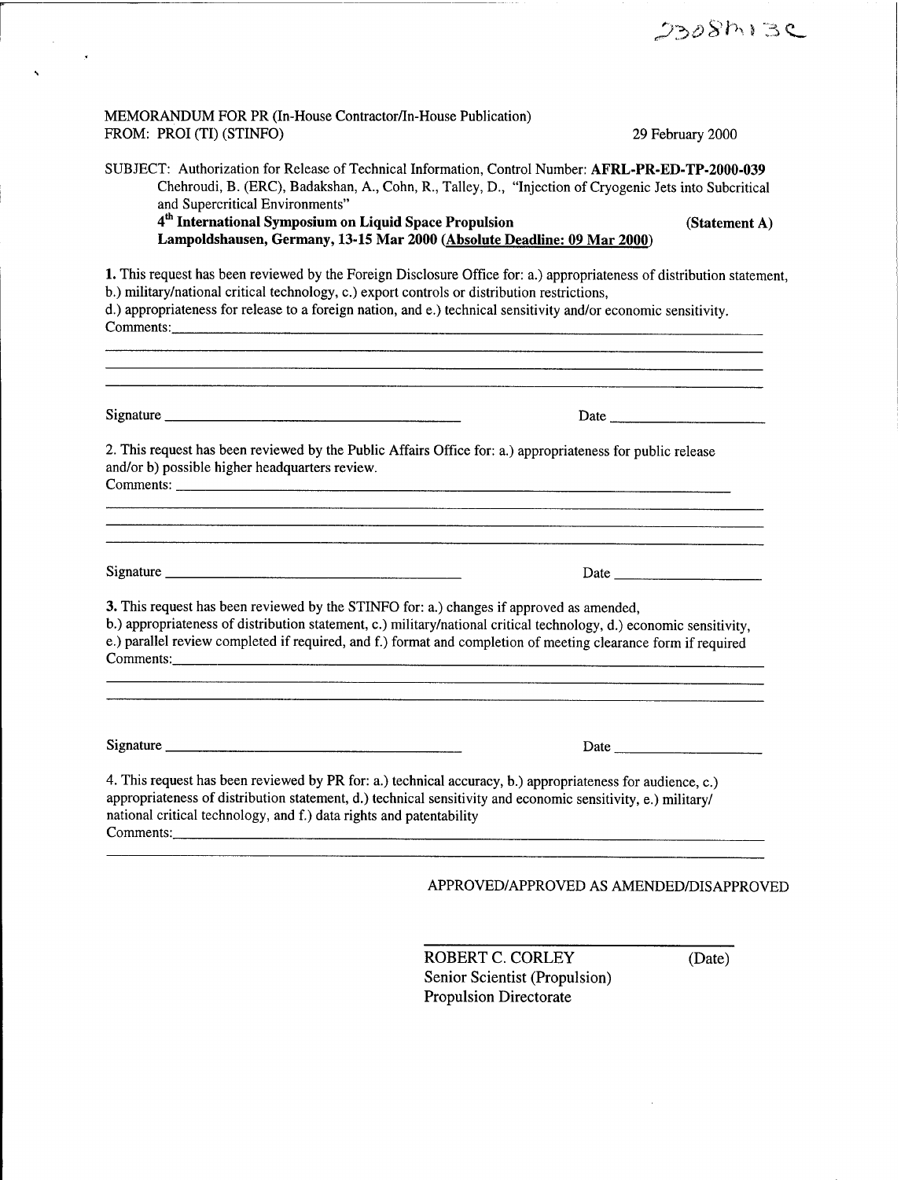23O8h13C

MEMORANDUM FOR PR (In-House Contractor/In-House Publication)
FROM: PROI (TI) (STINFO) 29 February 2000

SUBJECT: Authorization for Release of Technical Information, Control Number: **AFRL-PR-ED-TP-2000-039**
Chehroudi, B. (ERC), Badakshan, A., Cohn, R., Talley, D., "Injection of Cryogenic Jets into Subcritical and Supercritical Environments"
**4th International Symposium on Liquid Space Propulsion** **(Statement A)**
**Lampoldshausen, Germany, 13-15 Mar 2000 (Absolute Deadline: 09 Mar 2000)**

**1.** This request has been reviewed by the Foreign Disclosure Office for: a.) appropriateness of distribution statement, b.) military/national critical technology, c.) export controls or distribution restrictions, d.) appropriateness for release to a foreign nation, and e.) technical sensitivity and/or economic sensitivity.
Comments: ______________________________

Signature ______________________ Date ______________

2. This request has been reviewed by the Public Affairs Office for: a.) appropriateness for public release and/or b) possible higher headquarters review.
Comments: ______________________________

Signature ______________________ Date ______________

**3.** This request has been reviewed by the STINFO for: a.) changes if approved as amended, b.) appropriateness of distribution statement, c.) military/national critical technology, d.) economic sensitivity, e.) parallel review completed if required, and f.) format and completion of meeting clearance form if required
Comments: ______________________________

Signature ______________________ Date ______________

4. This request has been reviewed by PR for: a.) technical accuracy, b.) appropriateness for audience, c.) appropriateness of distribution statement, d.) technical sensitivity and economic sensitivity, e.) military/national critical technology, and f.) data rights and patentability
Comments: ______________________________

APPROVED/APPROVED AS AMENDED/DISAPPROVED

ROBERT C. CORLEY (Date)
Senior Scientist (Propulsion)
Propulsion Directorate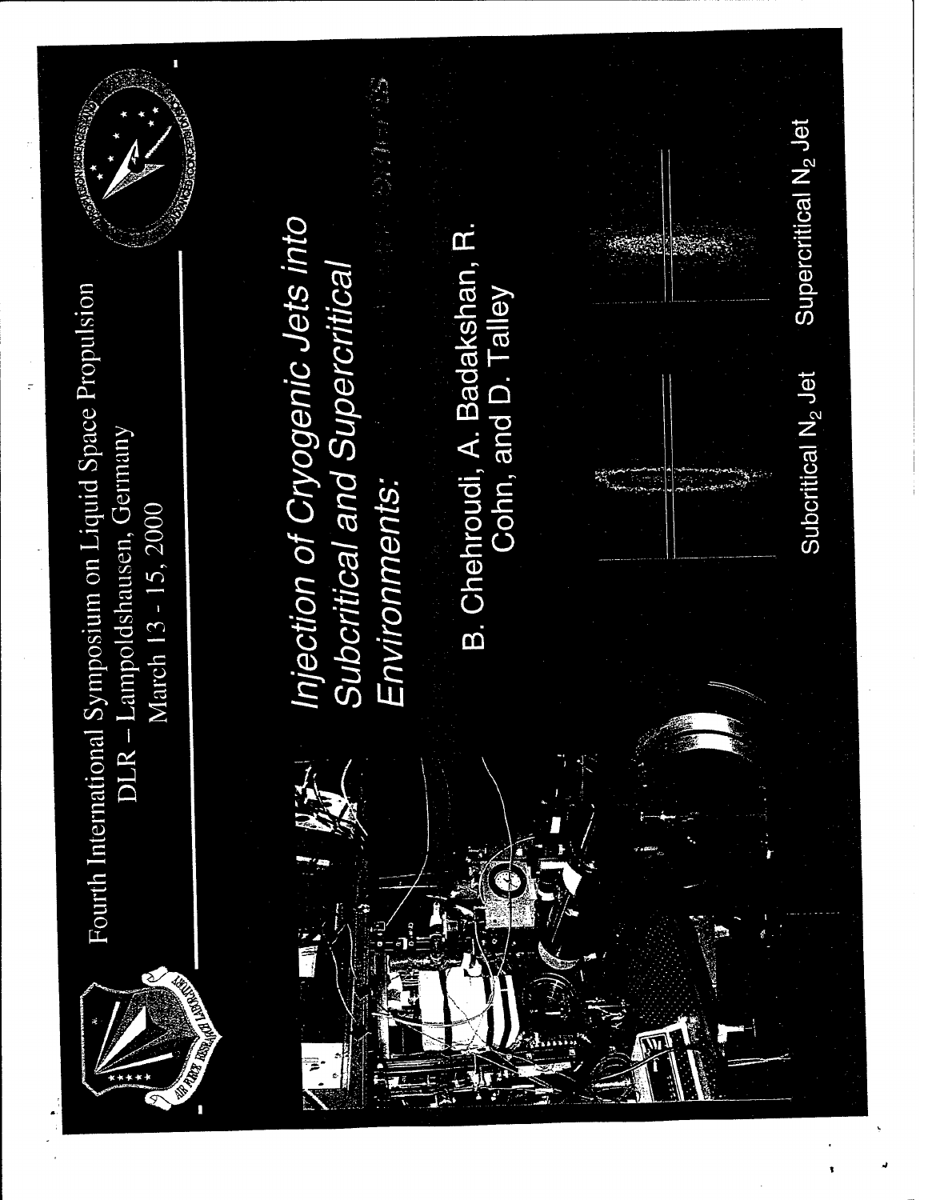Fourth International Symposium on Liquid Space Propulsion

DLR – Lampoldshausen, Germany

March 13 - 15, 2000

# *Injection of Cryogenic Jets into Subcritical and Supercritical Environments:*

B. Chehroudi, A. Badakshan, R. Cohn, and D. Talley

Subcritical $N_2$ Jet

Supercritical $N_2$ Jet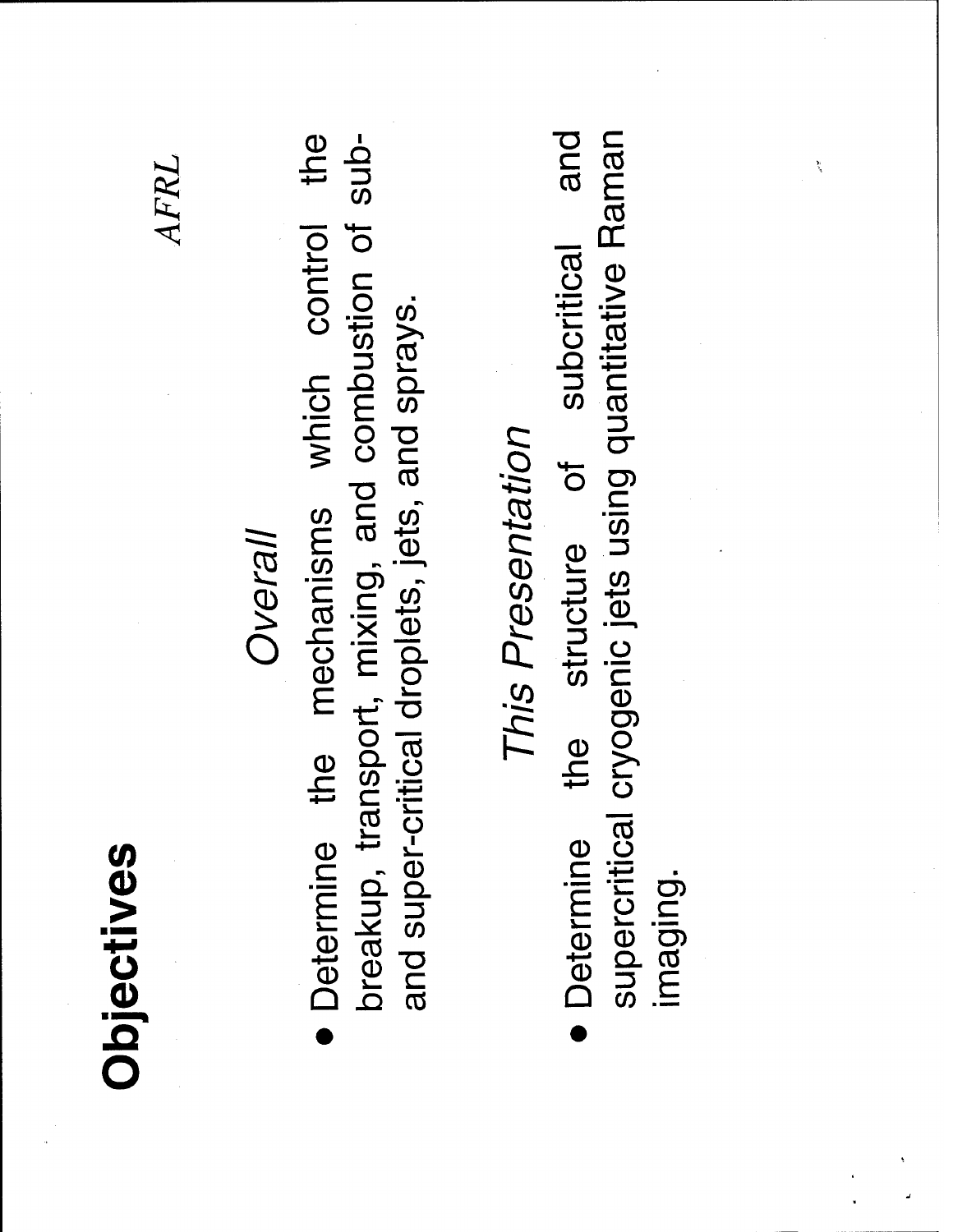# Objectives

*AFRL*

### *Overall*

- Determine the mechanisms which control the breakup, transport, mixing, and combustion of sub- and super-critical droplets, jets, and sprays.

### *This Presentation*

- Determine the structure of subcritical and supercritical cryogenic jets using quantitative Raman imaging.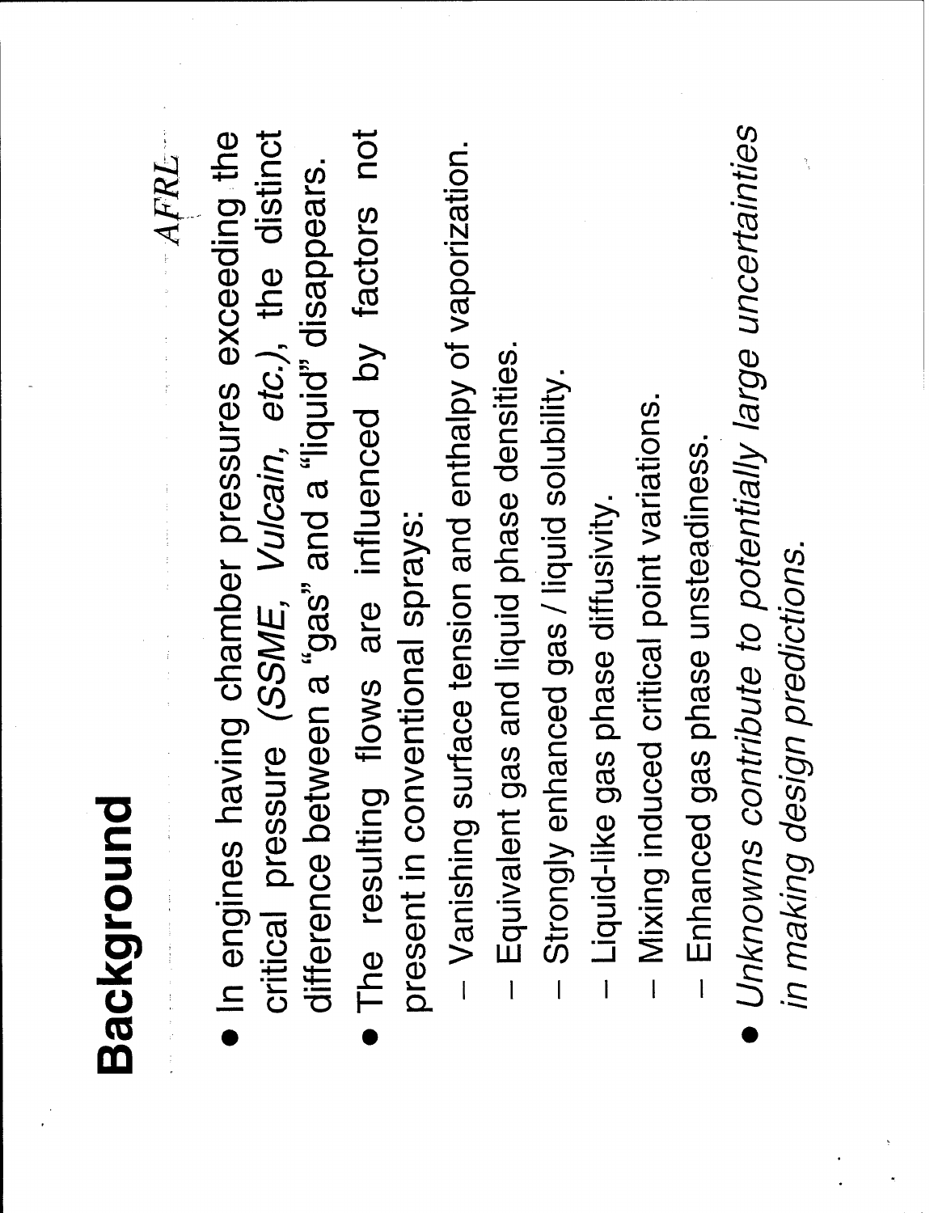# Background

- In engines having chamber pressures exceeding the critical pressure *(SSME, Vulcain, etc.)*, the distinct difference between a "gas" and a "liquid" disappears.
- The resulting flows are influenced by factors not present in conventional sprays:
  - Vanishing surface tension and enthalpy of vaporization.
  - Equivalent gas and liquid phase densities.
  - Strongly enhanced gas / liquid solubility.
  - Liquid-like gas phase diffusivity.
  - Mixing induced critical point variations.
  - Enhanced gas phase unsteadiness.
- *Unknowns contribute to potentially large uncertainties in making design predictions.*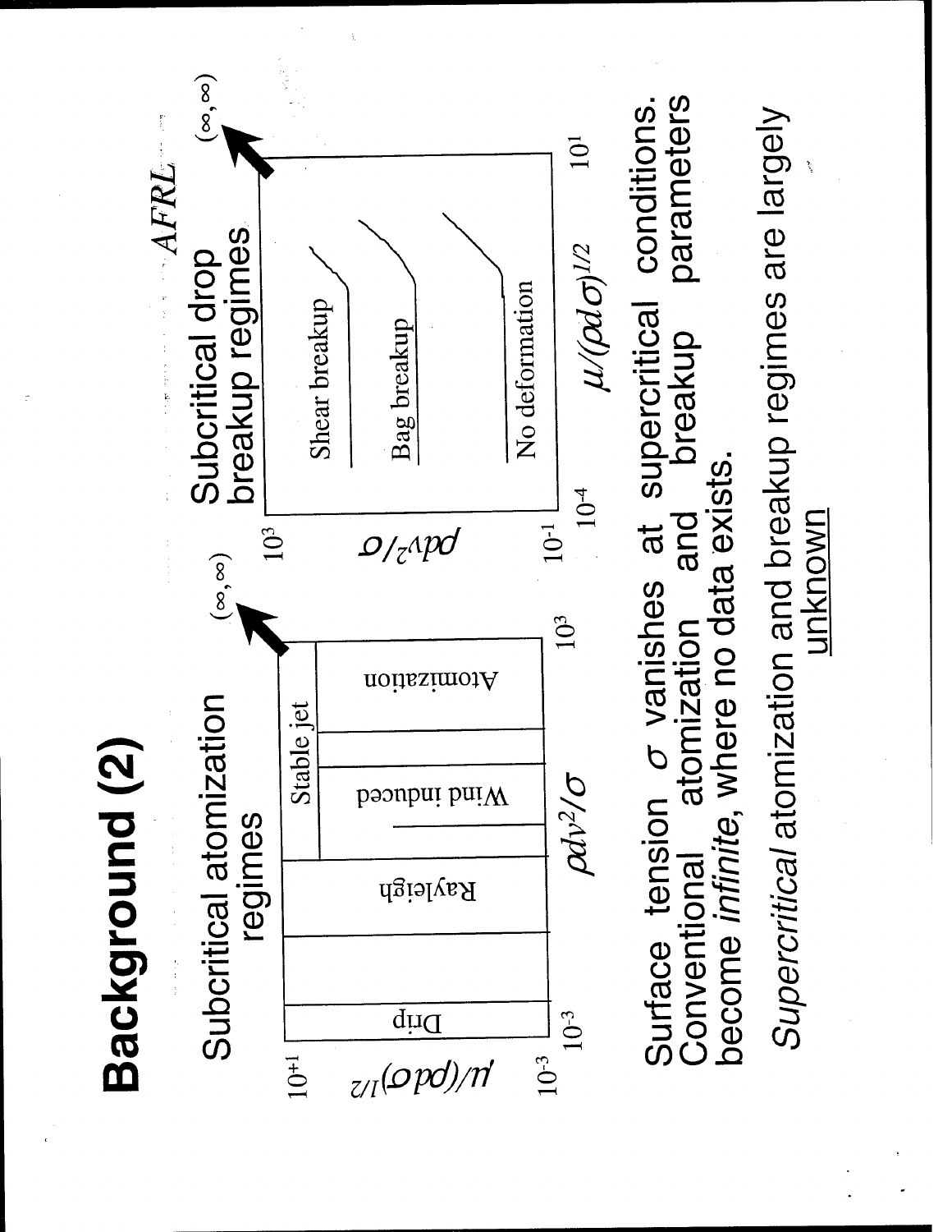# Background (2)

AFRL

**Subcritical atomization regimes**

Axes: $\mu/(\rho d\sigma)^{1/2}$ from $10^{-3}$ to $10^{+1}$; $\rho dv^2/\sigma$ from $10^{-3}$ to $10^{3}$; arrow toward $(\infty,\infty)$

Regions: Drip, Rayleigh, Wind induced, Stable jet, Atomization

**Subcritical drop breakup regimes**

Axes: $\rho dv^2/\sigma$ from $10^{-1}$ to $10^{3}$; $\mu/(\rho d\sigma)^{1/2}$ from $10^{-4}$ to $10^{1}$; arrow toward $(\infty,\infty)$

Regions: No deformation, Bag breakup, Shear breakup

Surface tension $\sigma$ vanishes at supercritical conditions. Conventional atomization and breakup parameters become *infinite*, where no data exists.

*Supercritical* atomization and breakup regimes are largely unknown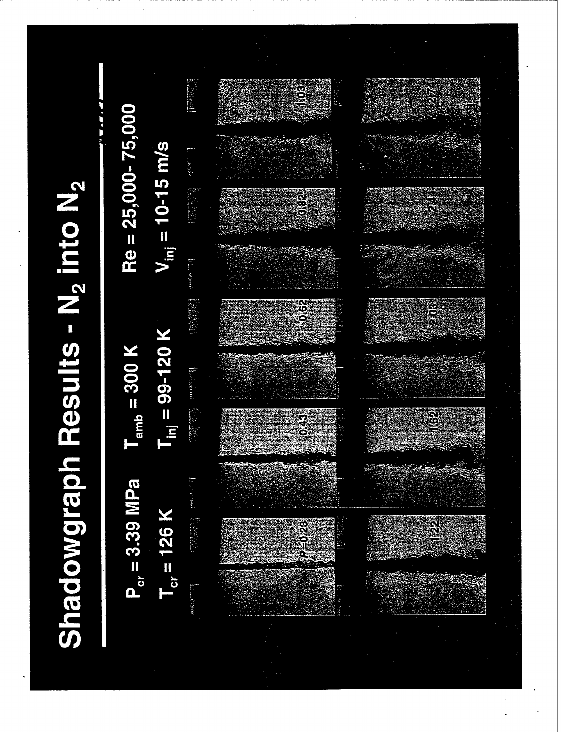# Shadowgraph Results - $N_2$ into $N_2$

$P_{cr} = 3.39$ MPa $\quad T_{amb} = 300$ K $\quad Re = 25{,}000 - 75{,}000$

$T_{cr} = 126$ K $\quad T_{inj} = 99\text{-}120$ K $\quad V_{inj} = 10\text{-}15$ m/s

$P_r = 0.23$ | 0.43 | 0.62 | 0.82 | 1.03

1.22 | 1.62 | 2.03 | 2.44 | 2.74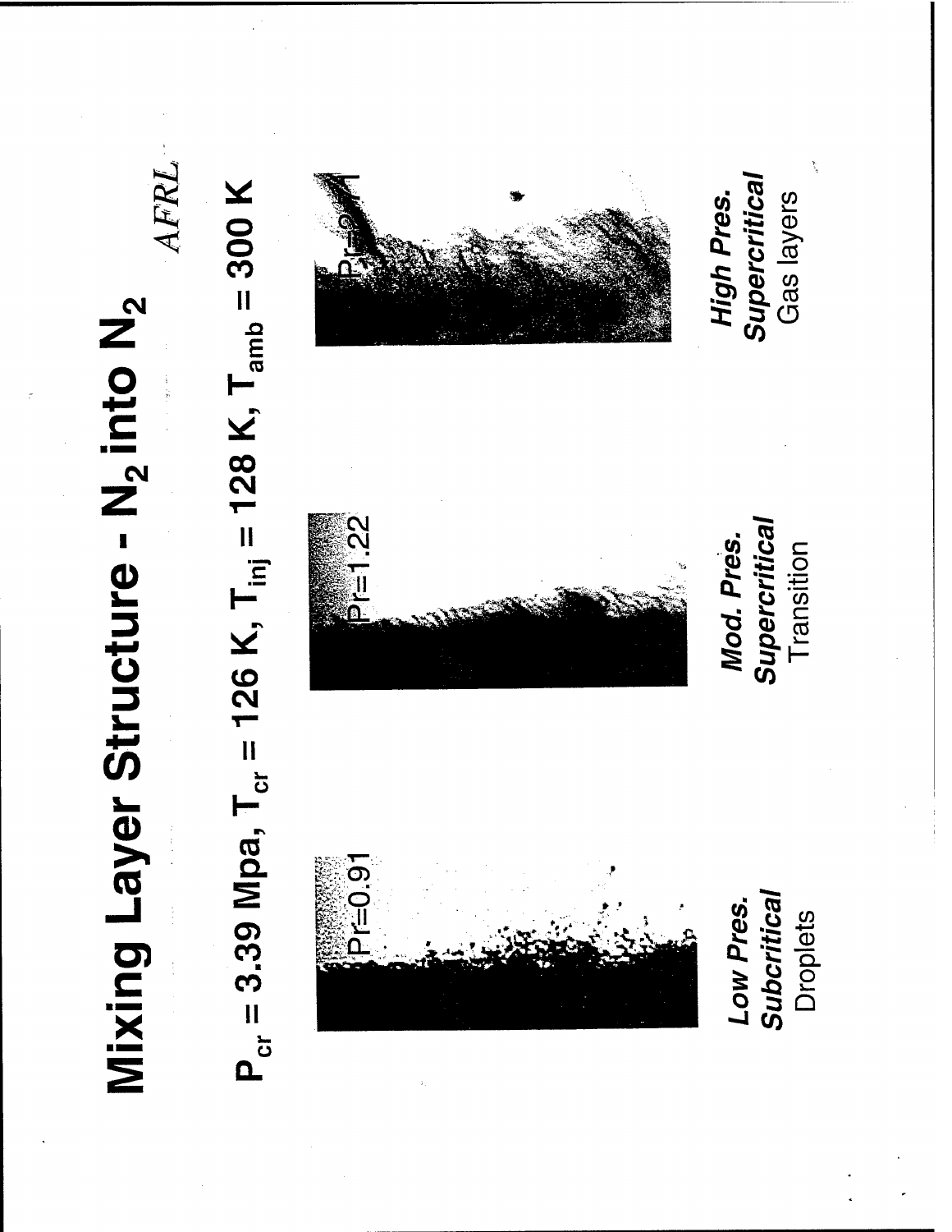# Mixing Layer Structure - $N_2$ into $N_2$

*AFRL*

$P_{cr}$ = 3.39 Mpa, $T_{cr}$ = 126 K, $T_{inj}$ = 128 K, $T_{amb}$ = 300 K

Pr=0.91

***Low Pres. Subcritical***
Droplets

Pr=1.22

***Mod. Pres. Supercritical***
Transition

Pr=2.

***High Pres. Supercritical***
Gas layers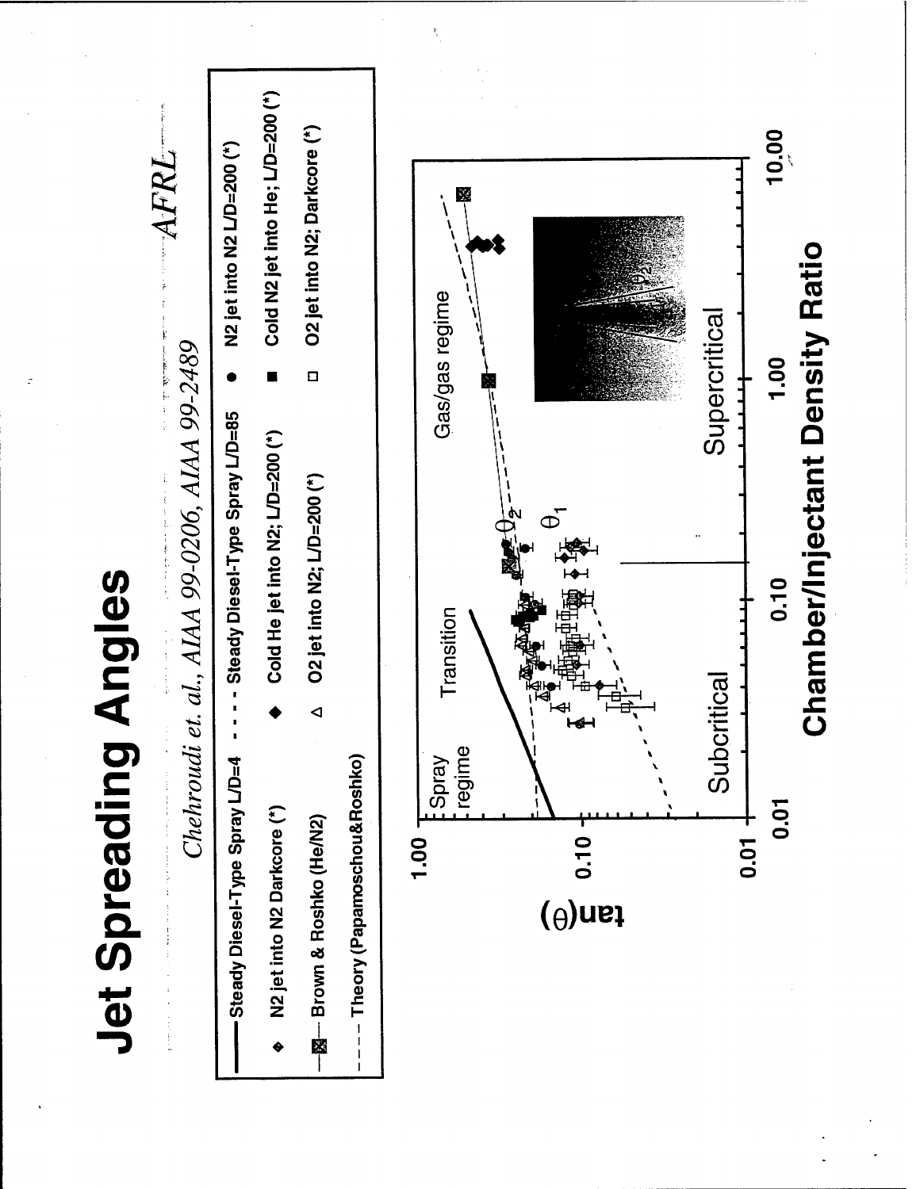# Jet Spreading Angles

*Chehroudi et. al., AIAA 99-0206, AIAA 99-2489*

AFRL

— Steady Diesel-Type Spray L/D=4

- - - - Steady Diesel-Type Spray L/D=85

● N2 jet into N2 L/D=200 (*)

◆ N2 jet into N2 Darkcore (*)

◆ Cold He jet into N2; L/D=200 (*)

■ Cold N2 jet into He; L/D=200 (*)

—⊠— Brown & Roshko (He/N2)

△ O2 jet into N2; L/D=200 (*)

□ O2 jet into N2; Darkcore (*)

- - - Theory (Papamoschou&Roshko)

tan(Θ)

1.00

0.10

0.01

0.01

0.10

1.00

10.00

Chamber/Injectant Density Ratio

Spray regime

Transition

Gas/gas regime

Subcritical

Supercritical

$\theta_1$

$\theta_2$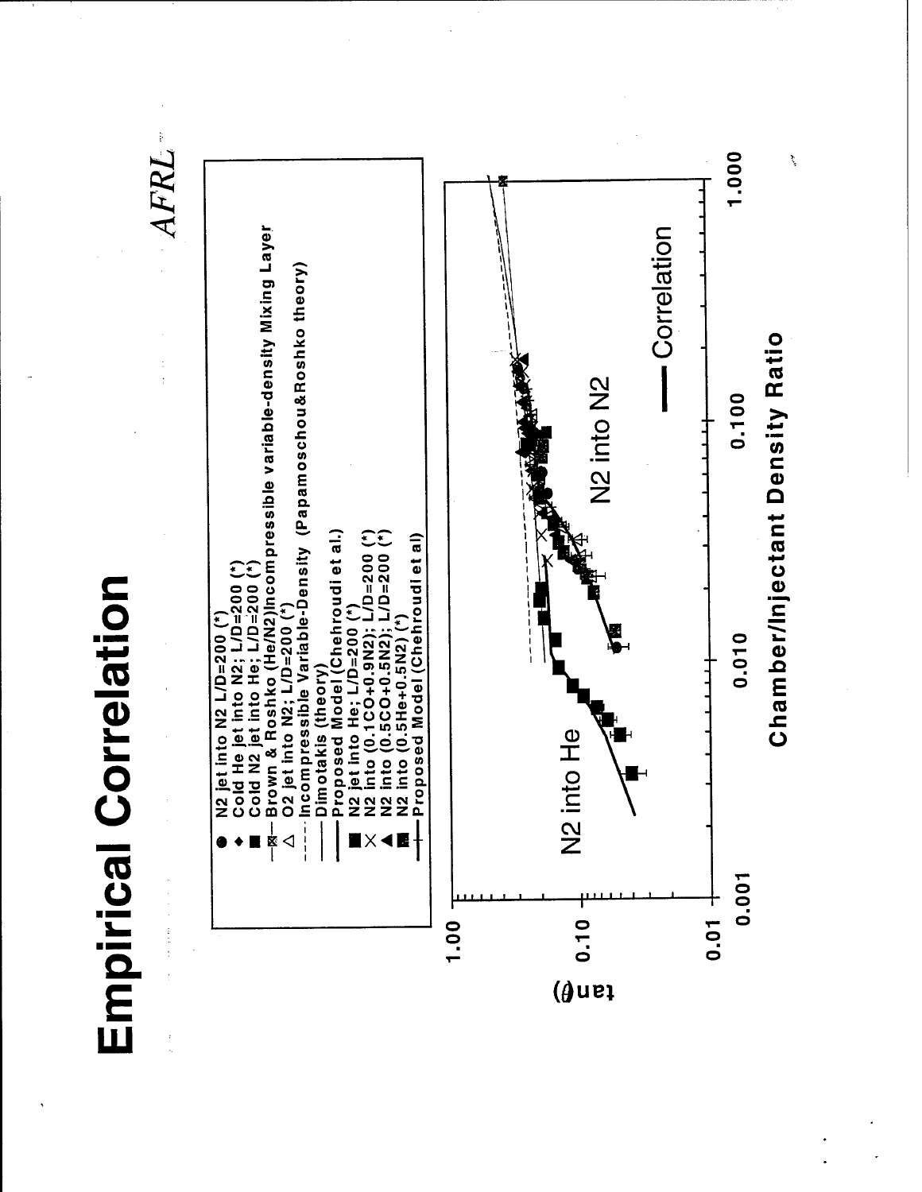# Empirical Correlation

*AFRL*

- ● N2 jet into N2 L/D=200 (*)
- ◆ Cold He jet into N2; L/D=200 (*)
- ■ Cold N2 jet into He; L/D=200 (*)
- —⊠— Brown & Roshko (He/N2)Incompressible variable-density Mixing Layer
- △ O2 jet into N2; L/D=200 (*)
- - - - - Incompressible Variable-Density (Papamoschou&Roshko theory)
- ——— Dimotakis (theory)
- ——— Proposed Model (Chehroudi et al.)
- ■ N2 jet into He; L/D=200 (*)
- × N2 into (0.1CO+0.9N2); L/D=200 (*)
- ▲ N2 into (0.5CO+0.5N2); L/D=200 (*)
- ■ N2 into (0.5He+0.5N2) (*)
- —+— Proposed Model (Chehroudi et al)

$\tan(\theta)$

N2 into He

N2 into N2

—— Correlation

Chamber/Injectant Density Ratio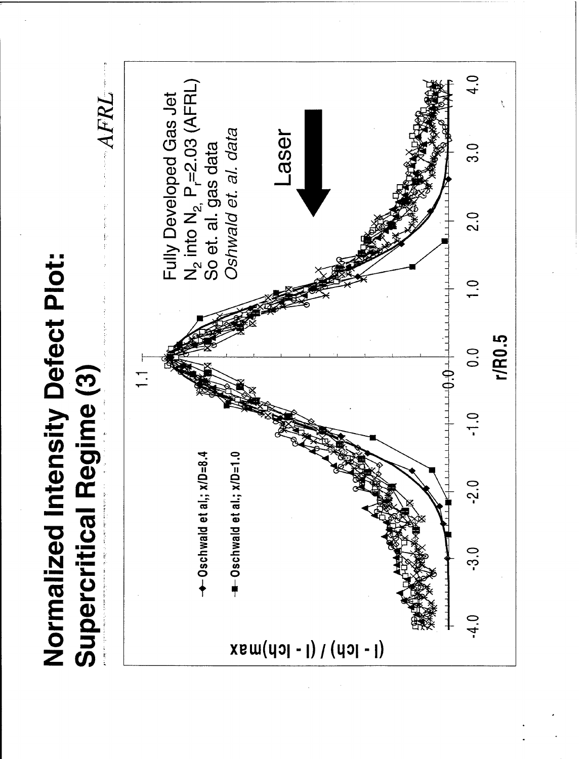# Normalized Intensity Defect Plot: Supercritical Regime (3)

AFRL

Fully Developed Gas Jet
$N_2$ into $N_2$, $P_r$=2.03 (AFRL)
So et. al. gas data
*Oshwald et. al. data*

Laser

- Oschwald et al,; x/D=8.4
- Oschwald et al,; x/D=1.0

(I - Ich) / (I - Ich)max

r/R0.5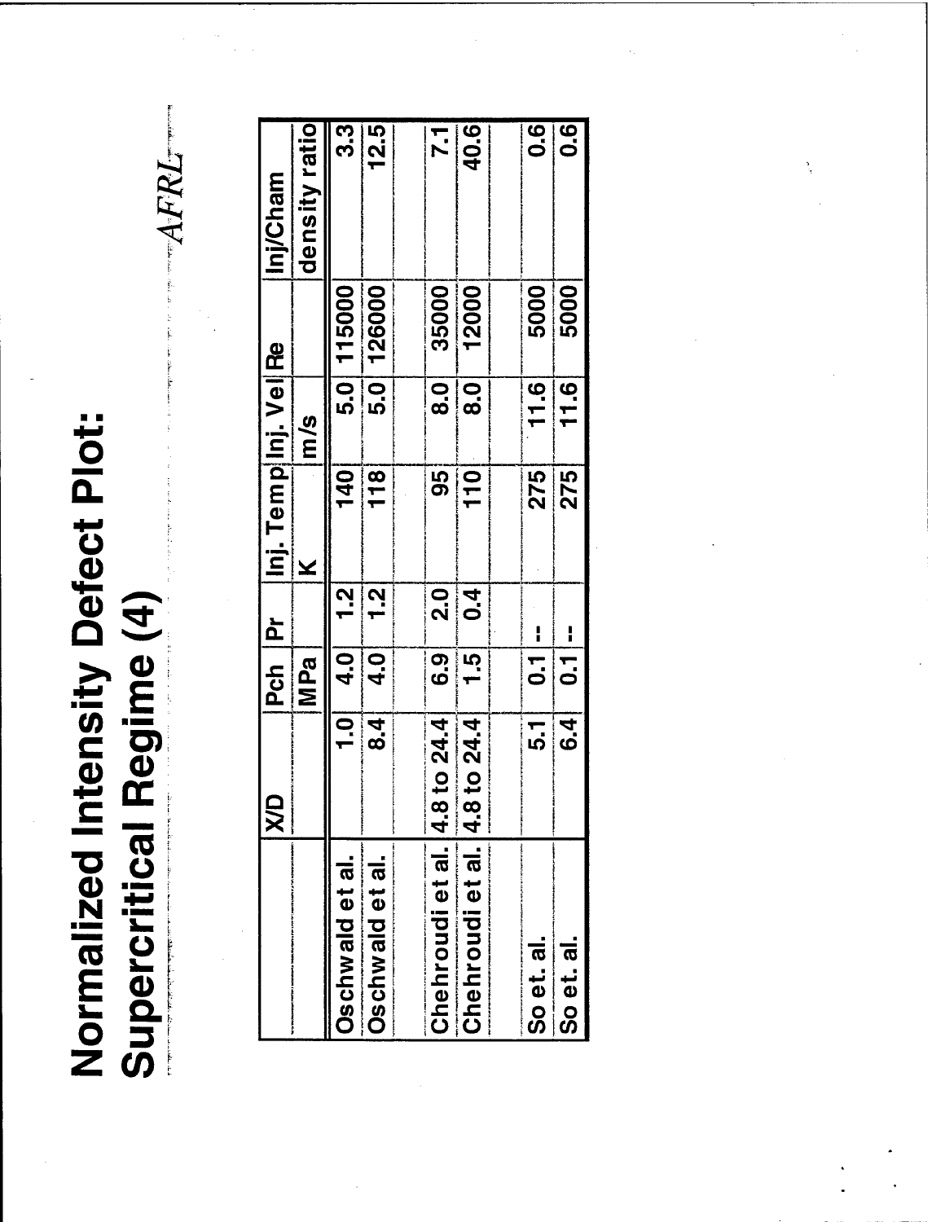# Normalized Intensity Defect Plot: Supercritical Regime (4)

| | X/D | Pch | Pr | Inj. Temp | Inj. Vel | Re | Inj/Cham |
|---|---|---|---|---|---|---|---|
| | | MPa | | K | m/s | | density ratio |
| Oschwald et al. | 1.0 | 4.0 | 1.2 | 140 | 5.0 | 115000 | 3.3 |
| Oschwald et al. | 8.4 | 4.0 | 1.2 | 118 | 5.0 | 126000 | 12.5 |
| | | | | | | | |
| Chehroudi et al. | 4.8 to 24.4 | 6.9 | 2.0 | 95 | 8.0 | 35000 | 7.1 |
| Chehroudi et al. | 4.8 to 24.4 | 1.5 | 0.4 | 110 | 8.0 | 12000 | 40.6 |
| | | | | | | | |
| So et. al. | 5.1 | 0.1 | -- | 275 | 11.6 | 5000 | 0.6 |
| So et. al. | 6.4 | 0.1 | -- | 275 | 11.6 | 5000 | 0.6 |

AFRL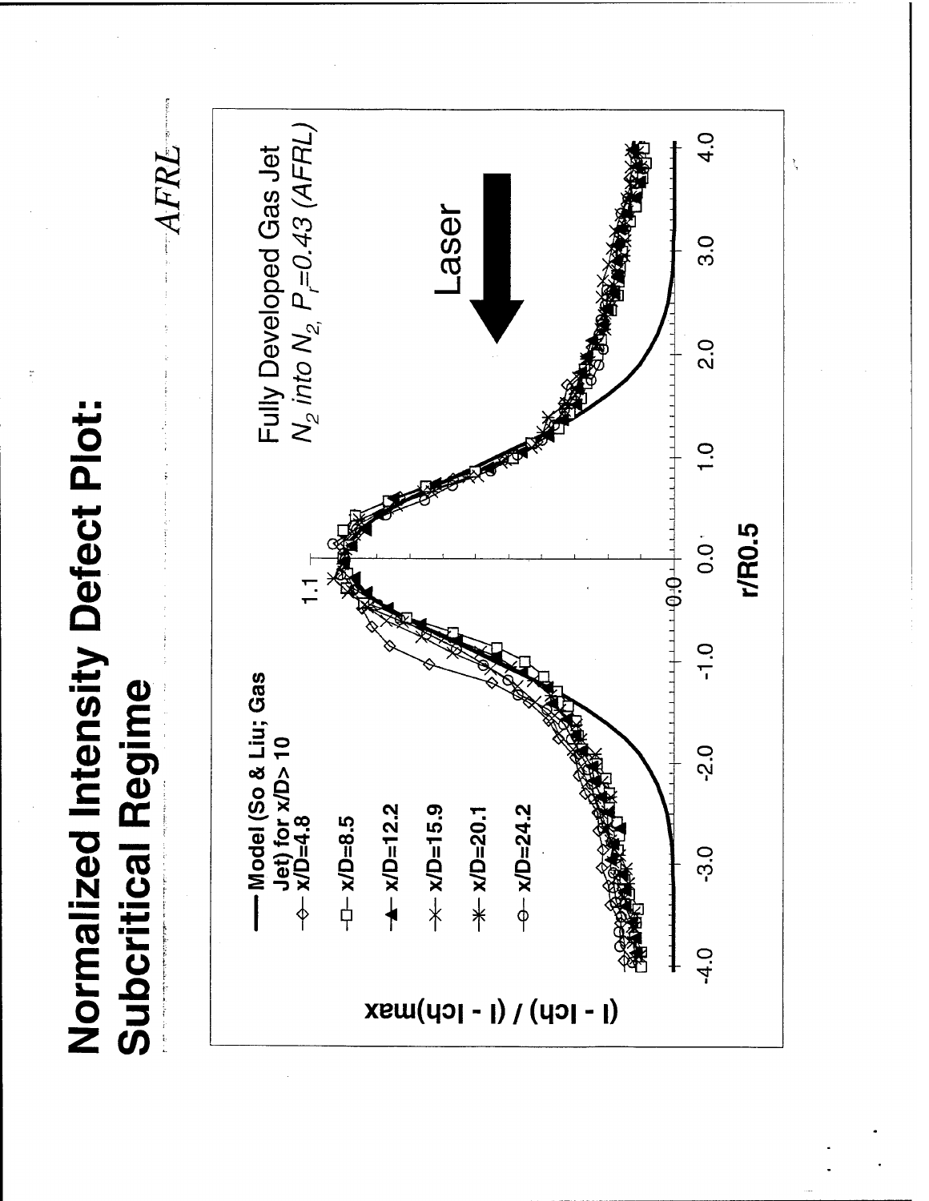# Normalized Intensity Defect Plot: Subcritical Regime

AFRL

(I - Ich) / (I - Ich)max

r/R0.5

— Model (So & Liu; Gas Jet) for x/D> 10

x/D=4.8

x/D=8.5

x/D=12.2

x/D=15.9

x/D=20.1

x/D=24.2

Fully Developed Gas Jet

$N_2$ into $N_2$, $P_r$=0.43 (AFRL)

Laser

1.1

0.0

-4.0 -3.0 -2.0 -1.0 0.0 1.0 2.0 3.0 4.0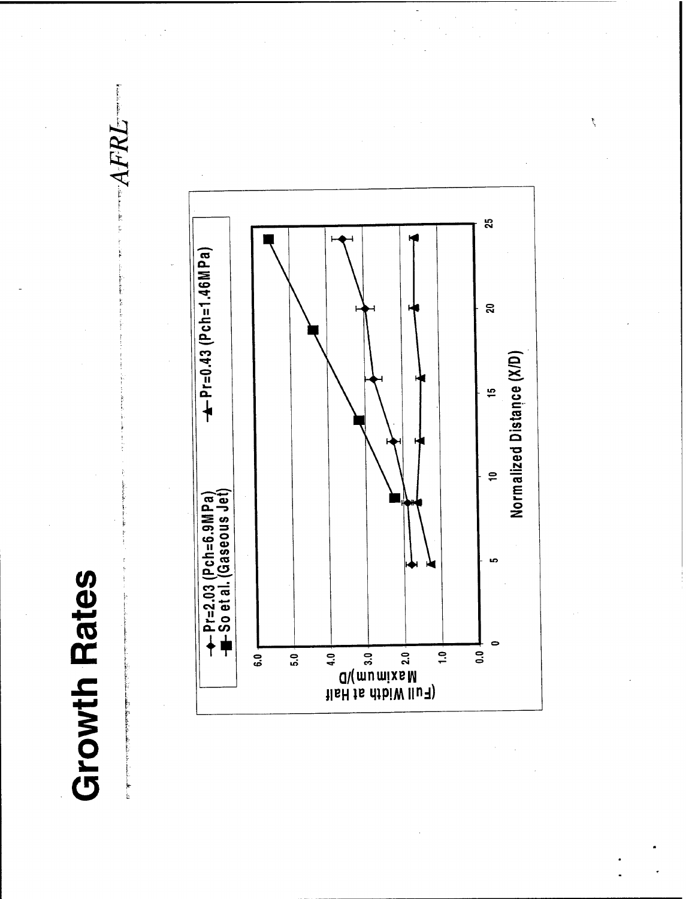# Growth Rates

*AFRL*

- Pr=2.03 (Pch=6.9MPa)
- So et al. (Gaseous Jet)
- Pr=0.43 (Pch=1.46MPa)

(Full Width at Half Maximum)/D

Normalized Distance (X/D)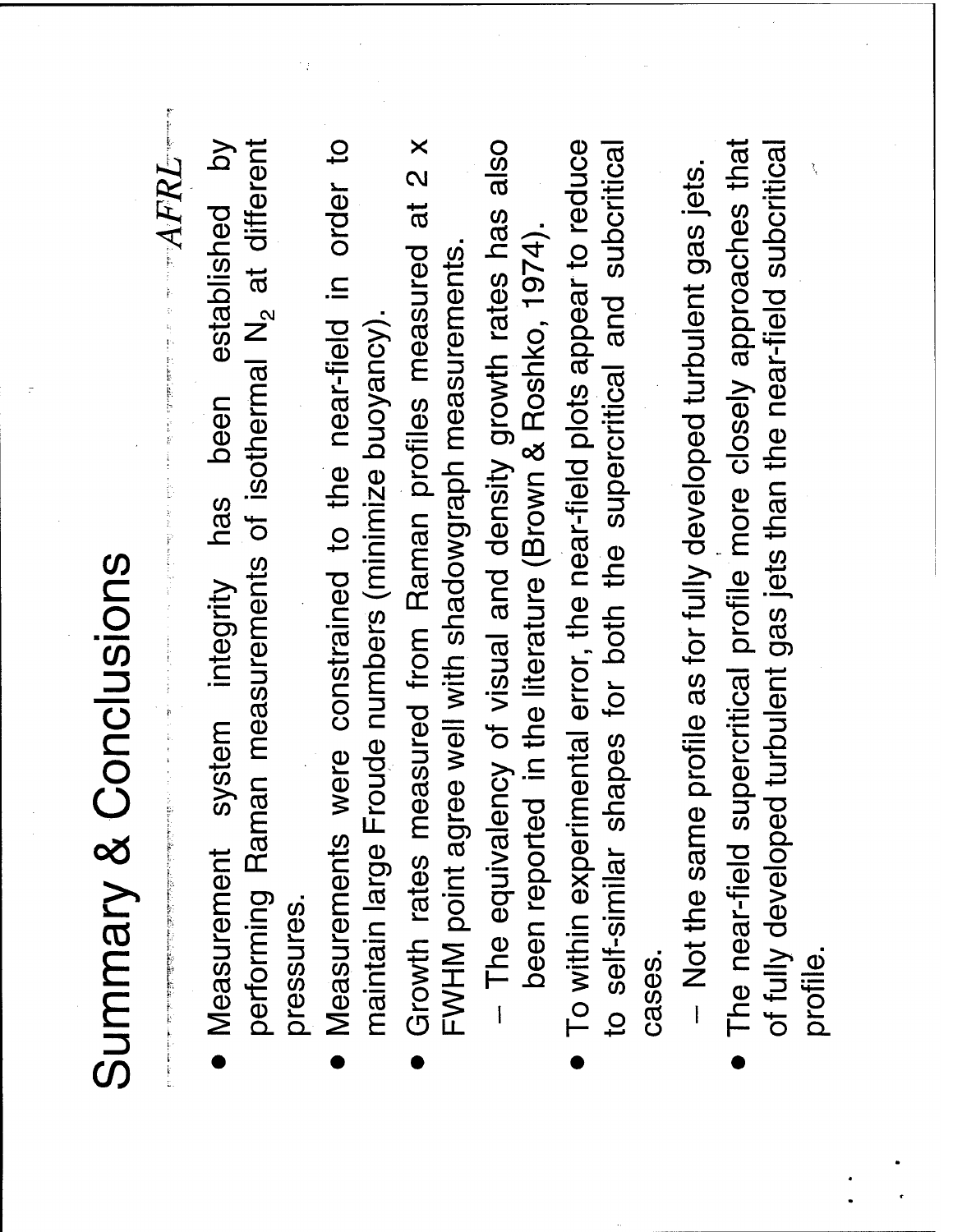# Summary & Conclusions

*AFRL*

- Measurement system integrity has been established by performing Raman measurements of isothermal $N_2$ at different pressures.
- Measurements were constrained to the near-field in order to maintain large Froude numbers (minimize buoyancy).
- Growth rates measured from Raman profiles measured at 2 x FWHM point agree well with shadowgraph measurements.
  - The equivalency of visual and density growth rates has also been reported in the literature (Brown & Roshko, 1974).
- To within experimental error, the near-field plots appear to reduce to self-similar shapes for both the supercritical and subcritical cases.
  - Not the same profile as for fully developed turbulent gas jets.
- The near-field supercritical profile more closely approaches that of fully developed turbulent gas jets than the near-field subcritical profile.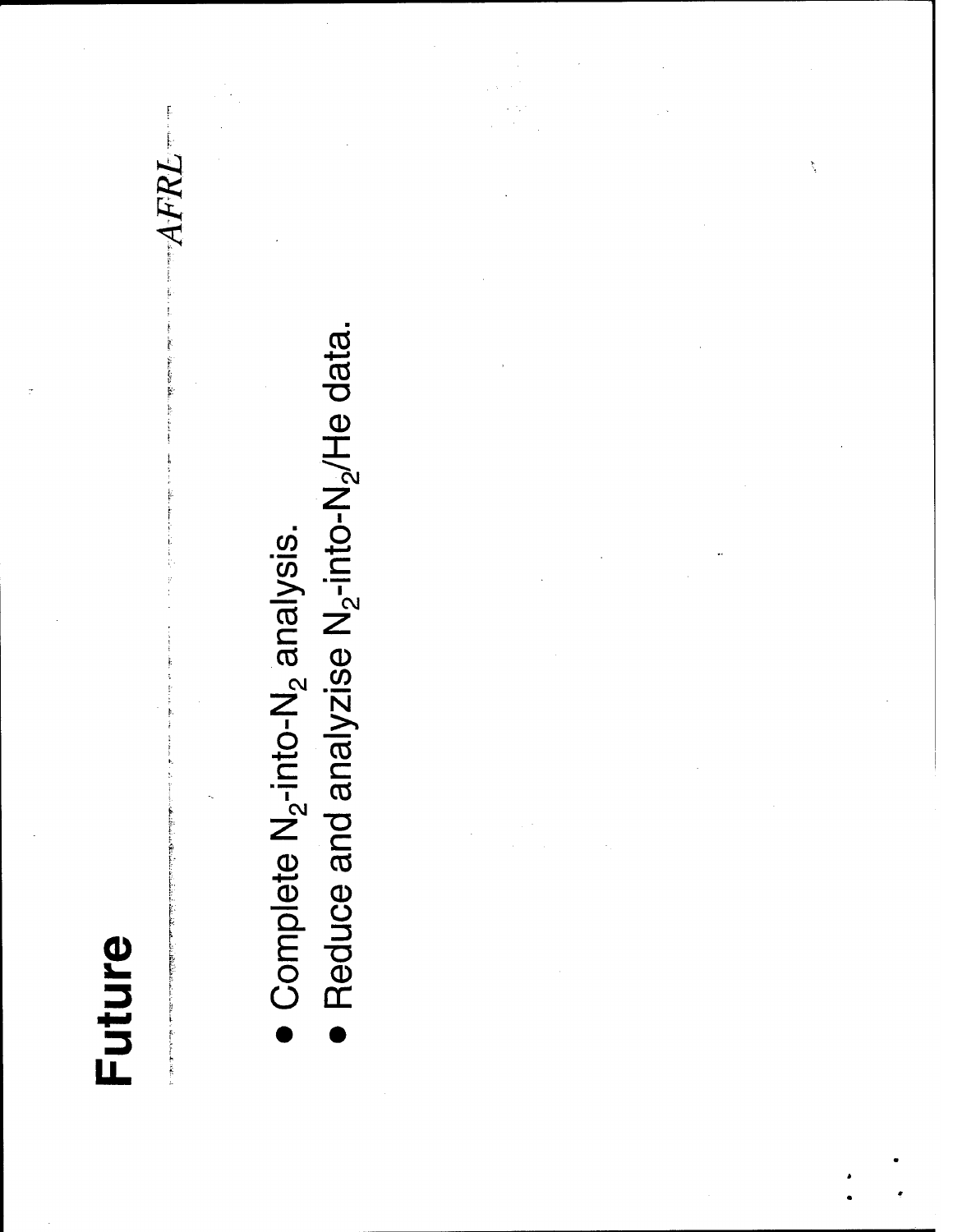# Future

- Complete $N_2$-into-$N_2$ analysis.
- Reduce and analyzise $N_2$-into-$N_2$/He data.